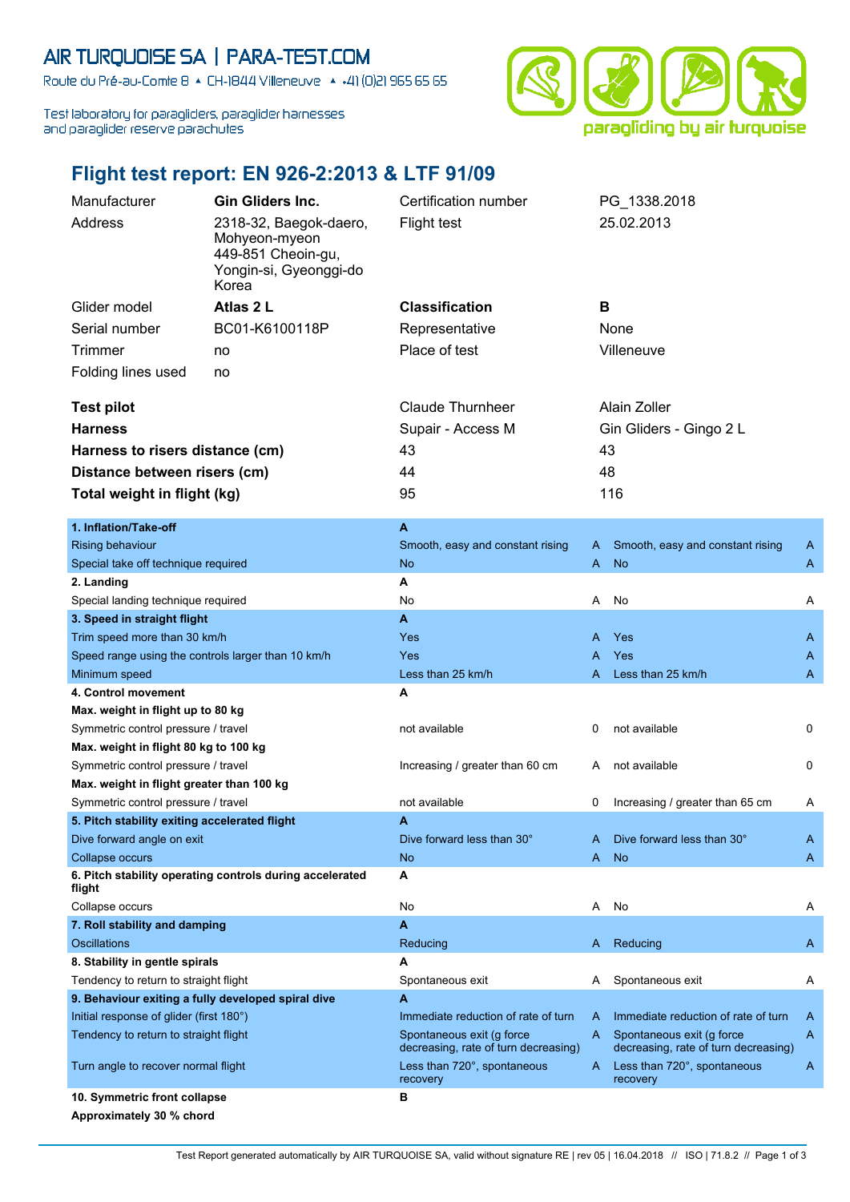AIR TURQUOISE SA | PARA-TEST.COM

Route du Pré-au-Comte 8 ▲ CH-1844 Villeneuve ▲ +41 (0)21 965 65 65

Test laboratory for paragliders, paraglider harnesses and paraglider reserve parachutes

paragliding by air turquoise

# Flight test report: EN 926-2:2013 & LTF 91/09

| | | | |
|---|---|---|---|
| Manufacturer | **Gin Gliders Inc.** | Certification number | PG_1338.2018 |
| Address | 2318-32, Baegok-daero, Mohyeon-myeon 449-851 Cheoin-gu, Yongin-si, Gyeonggi-do Korea | Flight test | 25.02.2013 |
| Glider model | **Atlas 2 L** | **Classification** | **B** |
| Serial number | BC01-K6100118P | Representative | None |
| Trimmer | no | Place of test | Villeneuve |
| Folding lines used | no | | |

| | | |
|---|---|---|
| **Test pilot** | Claude Thurnheer | Alain Zoller |
| **Harness** | Supair - Access M | Gin Gliders - Gingo 2 L |
| **Harness to risers distance (cm)** | 43 | 43 |
| **Distance between risers (cm)** | 44 | 48 |
| **Total weight in flight (kg)** | 95 | 116 |

| | | | | |
|---|---|---|---|---|
| **1. Inflation/Take-off** | **A** | | | |
| Rising behaviour | Smooth, easy and constant rising | A | Smooth, easy and constant rising | A |
| Special take off technique required | No | A | No | A |
| **2. Landing** | **A** | | | |
| Special landing technique required | No | A | No | A |
| **3. Speed in straight flight** | **A** | | | |
| Trim speed more than 30 km/h | Yes | A | Yes | A |
| Speed range using the controls larger than 10 km/h | Yes | A | Yes | A |
| Minimum speed | Less than 25 km/h | A | Less than 25 km/h | A |
| **4. Control movement** | **A** | | | |
| **Max. weight in flight up to 80 kg** | | | | |
| Symmetric control pressure / travel | not available | 0 | not available | 0 |
| **Max. weight in flight 80 kg to 100 kg** | | | | |
| Symmetric control pressure / travel | Increasing / greater than 60 cm | A | not available | 0 |
| **Max. weight in flight greater than 100 kg** | | | | |
| Symmetric control pressure / travel | not available | 0 | Increasing / greater than 65 cm | A |
| **5. Pitch stability exiting accelerated flight** | **A** | | | |
| Dive forward angle on exit | Dive forward less than 30° | A | Dive forward less than 30° | A |
| Collapse occurs | No | A | No | A |
| **6. Pitch stability operating controls during accelerated flight** | **A** | | | |
| Collapse occurs | No | A | No | A |
| **7. Roll stability and damping** | **A** | | | |
| Oscillations | Reducing | A | Reducing | A |
| **8. Stability in gentle spirals** | **A** | | | |
| Tendency to return to straight flight | Spontaneous exit | A | Spontaneous exit | A |
| **9. Behaviour exiting a fully developed spiral dive** | **A** | | | |
| Initial response of glider (first 180°) | Immediate reduction of rate of turn | A | Immediate reduction of rate of turn | A |
| Tendency to return to straight flight | Spontaneous exit (g force decreasing, rate of turn decreasing) | A | Spontaneous exit (g force decreasing, rate of turn decreasing) | A |
| Turn angle to recover normal flight | Less than 720°, spontaneous recovery | A | Less than 720°, spontaneous recovery | A |
| **10. Symmetric front collapse** | **B** | | | |
| **Approximately 30 % chord** | | | | |

Test Report generated automatically by AIR TURQUOISE SA, valid without signature RE | rev 05 | 16.04.2018 // ISO | 71.8.2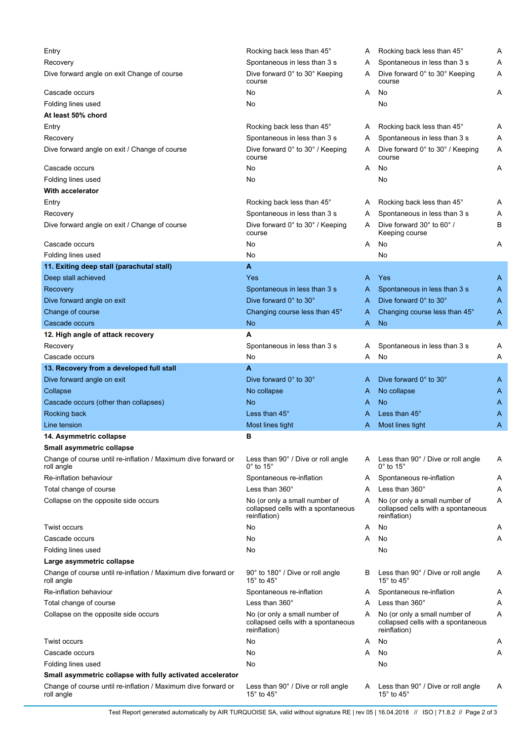| | | | | |
|---|---|---|---|---|
| Entry | Rocking back less than 45° | A | Rocking back less than 45° | A |
| Recovery | Spontaneous in less than 3 s | A | Spontaneous in less than 3 s | A |
| Dive forward angle on exit Change of course | Dive forward 0° to 30° Keeping course | A | Dive forward 0° to 30° Keeping course | A |
| Cascade occurs | No | A | No | A |
| Folding lines used | No | | No | |
| **At least 50% chord** | | | | |
| Entry | Rocking back less than 45° | A | Rocking back less than 45° | A |
| Recovery | Spontaneous in less than 3 s | A | Spontaneous in less than 3 s | A |
| Dive forward angle on exit / Change of course | Dive forward 0° to 30° / Keeping course | A | Dive forward 0° to 30° / Keeping course | A |
| Cascade occurs | No | A | No | A |
| Folding lines used | No | | No | |
| **With accelerator** | | | | |
| Entry | Rocking back less than 45° | A | Rocking back less than 45° | A |
| Recovery | Spontaneous in less than 3 s | A | Spontaneous in less than 3 s | A |
| Dive forward angle on exit / Change of course | Dive forward 0° to 30° / Keeping course | A | Dive forward 30° to 60° / Keeping course | B |
| Cascade occurs | No | A | No | A |
| Folding lines used | No | | No | |
| **11. Exiting deep stall (parachutal stall)** | **A** | | | |
| Deep stall achieved | Yes | A | Yes | A |
| Recovery | Spontaneous in less than 3 s | A | Spontaneous in less than 3 s | A |
| Dive forward angle on exit | Dive forward 0° to 30° | A | Dive forward 0° to 30° | A |
| Change of course | Changing course less than 45° | A | Changing course less than 45° | A |
| Cascade occurs | No | A | No | A |
| **12. High angle of attack recovery** | **A** | | | |
| Recovery | Spontaneous in less than 3 s | A | Spontaneous in less than 3 s | A |
| Cascade occurs | No | A | No | A |
| **13. Recovery from a developed full stall** | **A** | | | |
| Dive forward angle on exit | Dive forward 0° to 30° | A | Dive forward 0° to 30° | A |
| Collapse | No collapse | A | No collapse | A |
| Cascade occurs (other than collapses) | No | A | No | A |
| Rocking back | Less than 45° | A | Less than 45° | A |
| Line tension | Most lines tight | A | Most lines tight | A |
| **14. Asymmetric collapse** | **B** | | | |
| **Small asymmetric collapse** | | | | |
| Change of course until re-inflation / Maximum dive forward or roll angle | Less than 90° / Dive or roll angle 0° to 15° | A | Less than 90° / Dive or roll angle 0° to 15° | A |
| Re-inflation behaviour | Spontaneous re-inflation | A | Spontaneous re-inflation | A |
| Total change of course | Less than 360° | A | Less than 360° | A |
| Collapse on the opposite side occurs | No (or only a small number of collapsed cells with a spontaneous reinflation) | A | No (or only a small number of collapsed cells with a spontaneous reinflation) | A |
| Twist occurs | No | A | No | A |
| Cascade occurs | No | A | No | A |
| Folding lines used | No | | No | |
| **Large asymmetric collapse** | | | | |
| Change of course until re-inflation / Maximum dive forward or roll angle | 90° to 180° / Dive or roll angle 15° to 45° | B | Less than 90° / Dive or roll angle 15° to 45° | A |
| Re-inflation behaviour | Spontaneous re-inflation | A | Spontaneous re-inflation | A |
| Total change of course | Less than 360° | A | Less than 360° | A |
| Collapse on the opposite side occurs | No (or only a small number of collapsed cells with a spontaneous reinflation) | A | No (or only a small number of collapsed cells with a spontaneous reinflation) | A |
| Twist occurs | No | A | No | A |
| Cascade occurs | No | A | No | A |
| Folding lines used | No | | No | |
| **Small asymmetric collapse with fully activated accelerator** | | | | |
| Change of course until re-inflation / Maximum dive forward or roll angle | Less than 90° / Dive or roll angle 15° to 45° | A | Less than 90° / Dive or roll angle 15° to 45° | A |

Test Report generated automatically by AIR TURQUOISE SA, valid without signature RE | rev 05 | 16.04.2018 // ISO | 71.8.2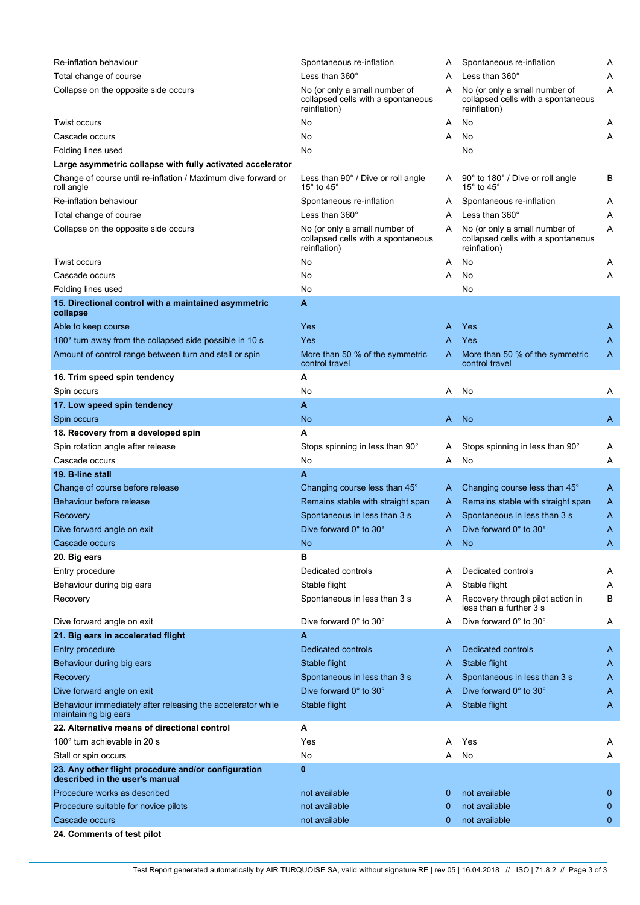| | | | | |
|---|---|---|---|---|
| Re-inflation behaviour | Spontaneous re-inflation | A | Spontaneous re-inflation | A |
| Total change of course | Less than 360° | A | Less than 360° | A |
| Collapse on the opposite side occurs | No (or only a small number of collapsed cells with a spontaneous reinflation) | A | No (or only a small number of collapsed cells with a spontaneous reinflation) | A |
| Twist occurs | No | A | No | A |
| Cascade occurs | No | A | No | A |
| Folding lines used | No | | No | |
| **Large asymmetric collapse with fully activated accelerator** | | | | |
| Change of course until re-inflation / Maximum dive forward or roll angle | Less than 90° / Dive or roll angle 15° to 45° | A | 90° to 180° / Dive or roll angle 15° to 45° | B |
| Re-inflation behaviour | Spontaneous re-inflation | A | Spontaneous re-inflation | A |
| Total change of course | Less than 360° | A | Less than 360° | A |
| Collapse on the opposite side occurs | No (or only a small number of collapsed cells with a spontaneous reinflation) | A | No (or only a small number of collapsed cells with a spontaneous reinflation) | A |
| Twist occurs | No | A | No | A |
| Cascade occurs | No | A | No | A |
| Folding lines used | No | | No | |
| **15. Directional control with a maintained asymmetric collapse** | **A** | | | |
| Able to keep course | Yes | A | Yes | A |
| 180° turn away from the collapsed side possible in 10 s | Yes | A | Yes | A |
| Amount of control range between turn and stall or spin | More than 50 % of the symmetric control travel | A | More than 50 % of the symmetric control travel | A |
| **16. Trim speed spin tendency** | **A** | | | |
| Spin occurs | No | A | No | A |
| **17. Low speed spin tendency** | **A** | | | |
| Spin occurs | No | A | No | A |
| **18. Recovery from a developed spin** | **A** | | | |
| Spin rotation angle after release | Stops spinning in less than 90° | A | Stops spinning in less than 90° | A |
| Cascade occurs | No | A | No | A |
| **19. B-line stall** | **A** | | | |
| Change of course before release | Changing course less than 45° | A | Changing course less than 45° | A |
| Behaviour before release | Remains stable with straight span | A | Remains stable with straight span | A |
| Recovery | Spontaneous in less than 3 s | A | Spontaneous in less than 3 s | A |
| Dive forward angle on exit | Dive forward 0° to 30° | A | Dive forward 0° to 30° | A |
| Cascade occurs | No | A | No | A |
| **20. Big ears** | **B** | | | |
| Entry procedure | Dedicated controls | A | Dedicated controls | A |
| Behaviour during big ears | Stable flight | A | Stable flight | A |
| Recovery | Spontaneous in less than 3 s | A | Recovery through pilot action in less than a further 3 s | B |
| Dive forward angle on exit | Dive forward 0° to 30° | A | Dive forward 0° to 30° | A |
| **21. Big ears in accelerated flight** | **A** | | | |
| Entry procedure | Dedicated controls | A | Dedicated controls | A |
| Behaviour during big ears | Stable flight | A | Stable flight | A |
| Recovery | Spontaneous in less than 3 s | A | Spontaneous in less than 3 s | A |
| Dive forward angle on exit | Dive forward 0° to 30° | A | Dive forward 0° to 30° | A |
| Behaviour immediately after releasing the accelerator while maintaining big ears | Stable flight | A | Stable flight | A |
| **22. Alternative means of directional control** | **A** | | | |
| 180° turn achievable in 20 s | Yes | A | Yes | A |
| Stall or spin occurs | No | A | No | A |
| **23. Any other flight procedure and/or configuration described in the user's manual** | **0** | | | |
| Procedure works as described | not available | 0 | not available | 0 |
| Procedure suitable for novice pilots | not available | 0 | not available | 0 |
| Cascade occurs | not available | 0 | not available | 0 |
| **24. Comments of test pilot** | | | | |

Test Report generated automatically by AIR TURQUOISE SA, valid without signature RE | rev 05 | 16.04.2018 // ISO | 71.8.2